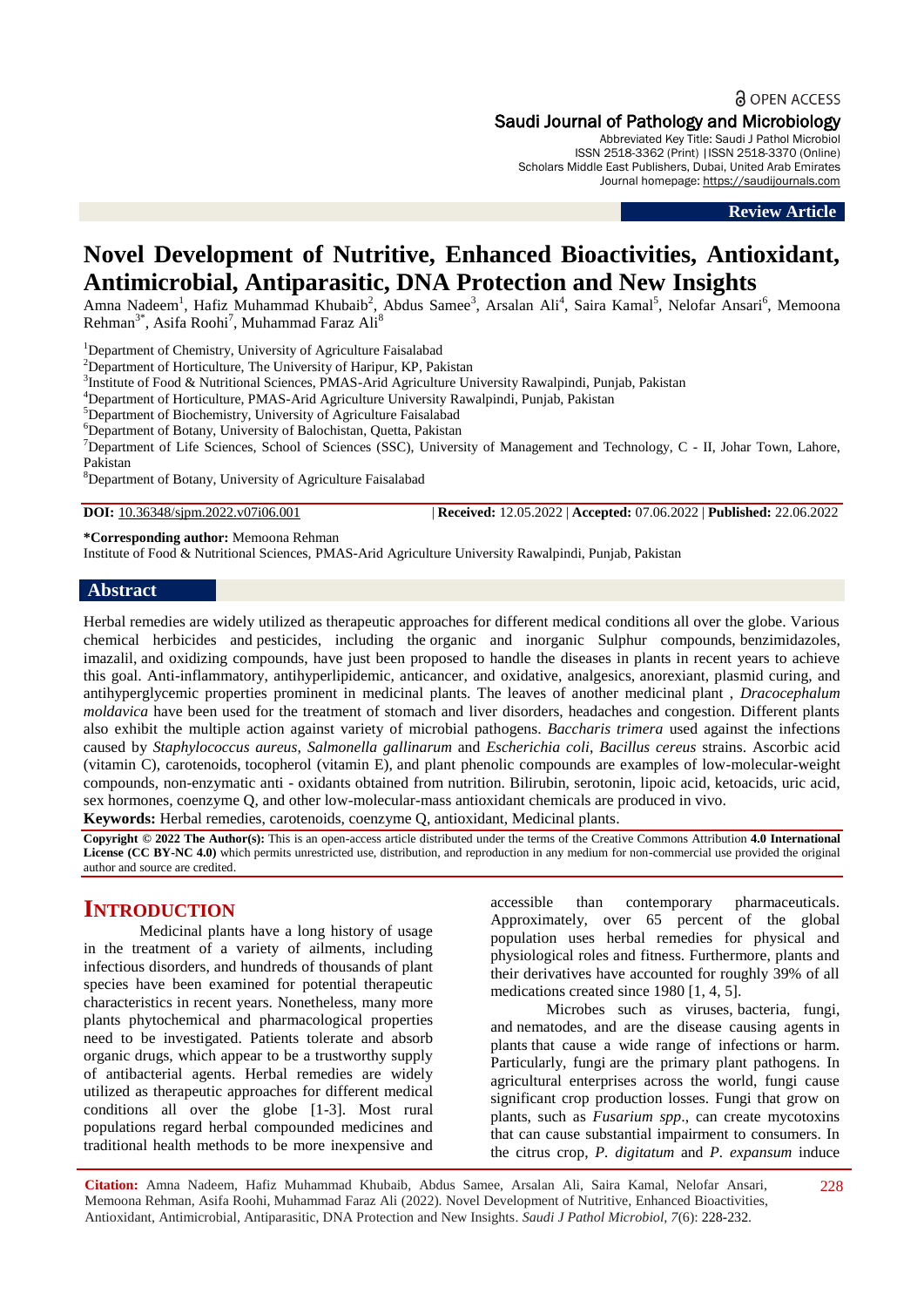OPEN ACCESS

Saudi Journal of Pathology and Microbiology

Abbreviated Key Title: Saudi J Pathol Microbiol
ISSN 2518-3362 (Print) |ISSN 2518-3370 (Online)
Scholars Middle East Publishers, Dubai, United Arab Emirates
Journal homepage: https://saudijournals.com

**Review Article**

# Novel Development of Nutritive, Enhanced Bioactivities, Antioxidant, Antimicrobial, Antiparasitic, DNA Protection and New Insights

Amna Nadeem[1], Hafiz Muhammad Khubaib[2], Abdus Samee[3], Arsalan Ali[4], Saira Kamal[5], Nelofar Ansari[6], Memoona Rehman[3*], Asifa Roohi[7], Muhammad Faraz Ali[8]

[1]Department of Chemistry, University of Agriculture Faisalabad
[2]Department of Horticulture, The University of Haripur, KP, Pakistan
[3]Institute of Food & Nutritional Sciences, PMAS-Arid Agriculture University Rawalpindi, Punjab, Pakistan
[4]Department of Horticulture, PMAS-Arid Agriculture University Rawalpindi, Punjab, Pakistan
[5]Department of Biochemistry, University of Agriculture Faisalabad
[6]Department of Botany, University of Balochistan, Quetta, Pakistan
[7]Department of Life Sciences, School of Sciences (SSC), University of Management and Technology, C - II, Johar Town, Lahore, Pakistan
[8]Department of Botany, University of Agriculture Faisalabad

**DOI:** 10.36348/sjpm.2022.v07i06.001 | **Received:** 12.05.2022 | **Accepted:** 07.06.2022 | **Published:** 22.06.2022

**\*Corresponding author:** Memoona Rehman
Institute of Food & Nutritional Sciences, PMAS-Arid Agriculture University Rawalpindi, Punjab, Pakistan

## Abstract

Herbal remedies are widely utilized as therapeutic approaches for different medical conditions all over the globe. Various chemical herbicides and pesticides, including the organic and inorganic Sulphur compounds, benzimidazoles, imazalil, and oxidizing compounds, have just been proposed to handle the diseases in plants in recent years to achieve this goal. Anti-inflammatory, antihyperlipidemic, anticancer, and oxidative, analgesics, anorexiant, plasmid curing, and antihyperglycemic properties prominent in medicinal plants. The leaves of another medicinal plant , *Dracocephalum moldavica* have been used for the treatment of stomach and liver disorders, headaches and congestion. Different plants also exhibit the multiple action against variety of microbial pathogens. *Baccharis trimera* used against the infections caused by *Staphylococcus aureus*, *Salmonella gallinarum* and *Escherichia coli*, *Bacillus cereus* strains. Ascorbic acid (vitamin C), carotenoids, tocopherol (vitamin E), and plant phenolic compounds are examples of low-molecular-weight compounds, non-enzymatic anti - oxidants obtained from nutrition. Bilirubin, serotonin, lipoic acid, ketoacids, uric acid, sex hormones, coenzyme Q, and other low-molecular-mass antioxidant chemicals are produced in vivo.

**Keywords:** Herbal remedies, carotenoids, coenzyme Q, antioxidant, Medicinal plants.

**Copyright © 2022 The Author(s):** This is an open-access article distributed under the terms of the Creative Commons Attribution **4.0 International License (CC BY-NC 4.0)** which permits unrestricted use, distribution, and reproduction in any medium for non-commercial use provided the original author and source are credited.

## INTRODUCTION

Medicinal plants have a long history of usage in the treatment of a variety of ailments, including infectious disorders, and hundreds of thousands of plant species have been examined for potential therapeutic characteristics in recent years. Nonetheless, many more plants phytochemical and pharmacological properties need to be investigated. Patients tolerate and absorb organic drugs, which appear to be a trustworthy supply of antibacterial agents. Herbal remedies are widely utilized as therapeutic approaches for different medical conditions all over the globe [1-3]. Most rural populations regard herbal compounded medicines and traditional health methods to be more inexpensive and accessible than contemporary pharmaceuticals. Approximately, over 65 percent of the global population uses herbal remedies for physical and physiological roles and fitness. Furthermore, plants and their derivatives have accounted for roughly 39% of all medications created since 1980 [1, 4, 5].

Microbes such as viruses, bacteria, fungi, and nematodes, and are the disease causing agents in plants that cause a wide range of infections or harm. Particularly, fungi are the primary plant pathogens. In agricultural enterprises across the world, fungi cause significant crop production losses. Fungi that grow on plants, such as *Fusarium spp*., can create mycotoxins that can cause substantial impairment to consumers. In the citrus crop, *P. digitatum* and *P. expansum* induce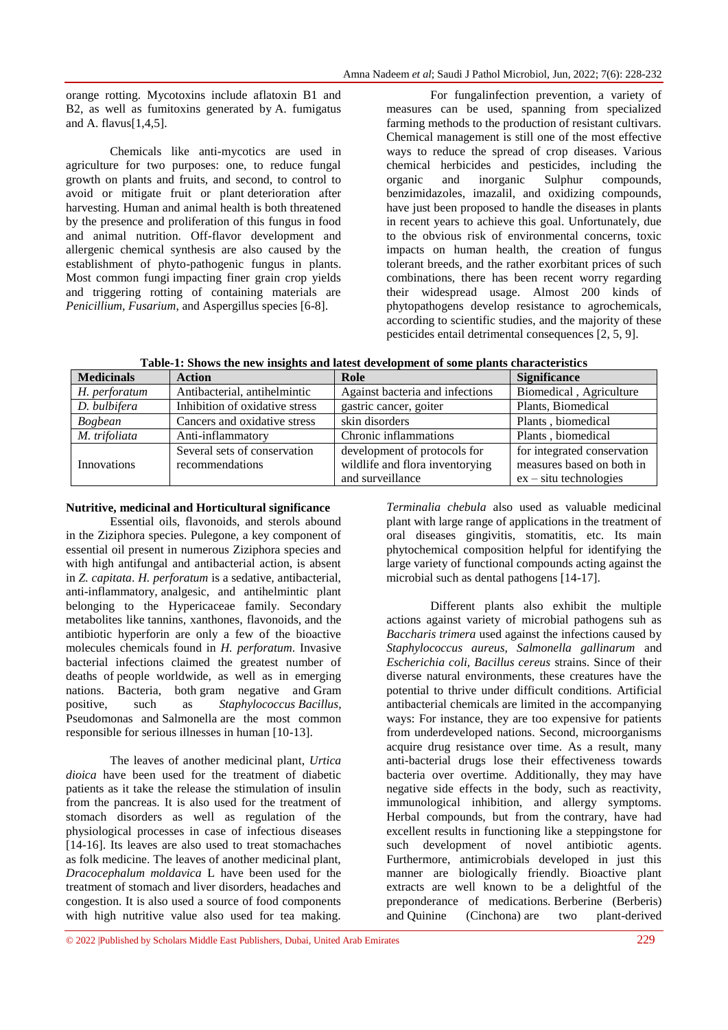orange rotting. Mycotoxins include aflatoxin B1 and B2, as well as fumitoxins generated by A. fumigatus and A. flavus[1,4,5].

Chemicals like anti-mycotics are used in agriculture for two purposes: one, to reduce fungal growth on plants and fruits, and second, to control to avoid or mitigate fruit or plant deterioration after harvesting. Human and animal health is both threatened by the presence and proliferation of this fungus in food and animal nutrition. Off-flavor development and allergenic chemical synthesis are also caused by the establishment of phyto-pathogenic fungus in plants. Most common fungi impacting finer grain crop yields and triggering rotting of containing materials are *Penicillium*, *Fusarium*, and Aspergillus species [6-8].

For fungalinfection prevention, a variety of measures can be used, spanning from specialized farming methods to the production of resistant cultivars. Chemical management is still one of the most effective ways to reduce the spread of crop diseases. Various chemical herbicides and pesticides, including the organic and inorganic Sulphur compounds, benzimidazoles, imazalil, and oxidizing compounds, have just been proposed to handle the diseases in plants in recent years to achieve this goal. Unfortunately, due to the obvious risk of environmental concerns, toxic impacts on human health, the creation of fungus tolerant breeds, and the rather exorbitant prices of such combinations, there has been recent worry regarding their widespread usage. Almost 200 kinds of phytopathogens develop resistance to agrochemicals, according to scientific studies, and the majority of these pesticides entail detrimental consequences [2, 5, 9].

**Table-1: Shows the new insights and latest development of some plants characteristics**

| Medicinals | Action | Role | Significance |
|---|---|---|---|
| *H. perforatum* | Antibacterial, antihelmintic | Against bacteria and infections | Biomedical , Agriculture |
| *D. bulbifera* | Inhibition of oxidative stress | gastric cancer, goiter | Plants, Biomedical |
| *Bogbean* | Cancers and oxidative stress | skin disorders | Plants , biomedical |
| *M. trifoliata* | Anti-inflammatory | Chronic inflammations | Plants , biomedical |
| Innovations | Several sets of conservation recommendations | development of protocols for wildlife and flora inventorying and surveillance | for integrated conservation measures based on both in ex – situ technologies |

**Nutritive, medicinal and Horticultural significance**

Essential oils, flavonoids, and sterols abound in the Ziziphora species. Pulegone, a key component of essential oil present in numerous Ziziphora species and with high antifungal and antibacterial action, is absent in *Z. capitata*. *H. perforatum* is a sedative, antibacterial, anti-inflammatory, analgesic, and antihelmintic plant belonging to the Hypericaceae family. Secondary metabolites like tannins, xanthones, flavonoids, and the antibiotic hyperforin are only a few of the bioactive molecules chemicals found in *H. perforatum*. Invasive bacterial infections claimed the greatest number of deaths of people worldwide, as well as in emerging nations. Bacteria, both gram negative and Gram positive, such as *Staphylococcus Bacillus*, Pseudomonas and Salmonella are the most common responsible for serious illnesses in human [10-13].

The leaves of another medicinal plant, *Urtica dioica* have been used for the treatment of diabetic patients as it take the release the stimulation of insulin from the pancreas. It is also used for the treatment of stomach disorders as well as regulation of the physiological processes in case of infectious diseases [14-16]. Its leaves are also used to treat stomachaches as folk medicine. The leaves of another medicinal plant, *Dracocephalum moldavica* L have been used for the treatment of stomach and liver disorders, headaches and congestion. It is also used a source of food components with high nutritive value also used for tea making. *Terminalia chebula* also used as valuable medicinal plant with large range of applications in the treatment of oral diseases gingivitis, stomatitis, etc. Its main phytochemical composition helpful for identifying the large variety of functional compounds acting against the microbial such as dental pathogens [14-17].

Different plants also exhibit the multiple actions against variety of microbial pathogens suh as *Baccharis trimera* used against the infections caused by *Staphylococcus aureus, Salmonella gallinarum* and *Escherichia coli, Bacillus cereus* strains. Since of their diverse natural environments, these creatures have the potential to thrive under difficult conditions. Artificial antibacterial chemicals are limited in the accompanying ways: For instance, they are too expensive for patients from underdeveloped nations. Second, microorganisms acquire drug resistance over time. As a result, many anti-bacterial drugs lose their effectiveness towards bacteria over overtime. Additionally, they may have negative side effects in the body, such as reactivity, immunological inhibition, and allergy symptoms. Herbal compounds, but from the contrary, have had excellent results in functioning like a steppingstone for such development of novel antibiotic agents. Furthermore, antimicrobials developed in just this manner are biologically friendly. Bioactive plant extracts are well known to be a delightful of the preponderance of medications. Berberine (Berberis) and Quinine (Cinchona) are two plant-derived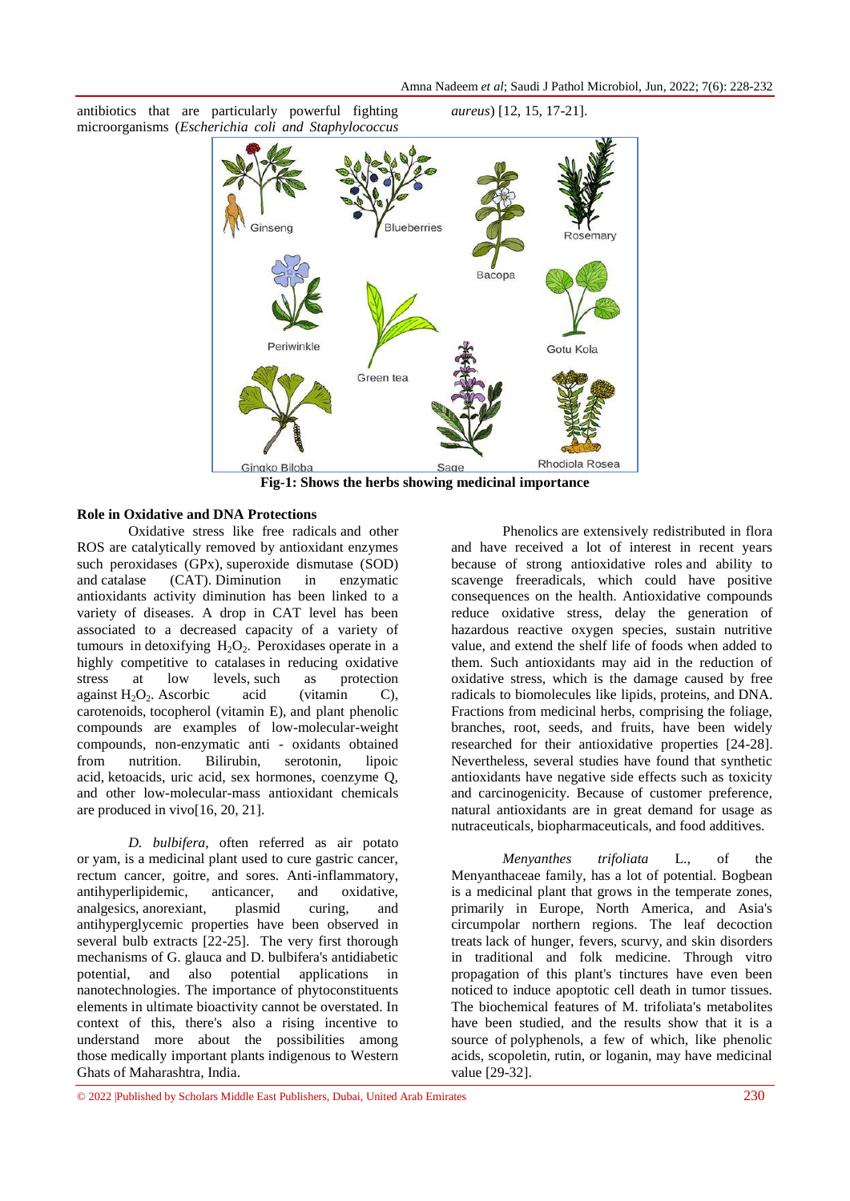antibiotics that are particularly powerful fighting microorganisms (*Escherichia coli and Staphylococcus aureus*) [12, 15, 17-21].

**Fig-1: Shows the herbs showing medicinal importance**

## Role in Oxidative and DNA Protections

Oxidative stress like free radicals and other ROS are catalytically removed by antioxidant enzymes such peroxidases (GPx), superoxide dismutase (SOD) and catalase (CAT). Diminution in enzymatic antioxidants activity diminution has been linked to a variety of diseases. A drop in CAT level has been associated to a decreased capacity of a variety of tumours in detoxifying $H_2O_2$. Peroxidases operate in a highly competitive to catalases in reducing oxidative stress at low levels, such as protection against $H_2O_2$. Ascorbic acid (vitamin C), carotenoids, tocopherol (vitamin E), and plant phenolic compounds are examples of low-molecular-weight compounds, non-enzymatic anti - oxidants obtained from nutrition. Bilirubin, serotonin, lipoic acid, ketoacids, uric acid, sex hormones, coenzyme Q, and other low-molecular-mass antioxidant chemicals are produced in vivo[16, 20, 21].

*D. bulbifera*, often referred as air potato or yam, is a medicinal plant used to cure gastric cancer, rectum cancer, goitre, and sores. Anti-inflammatory, antihyperlipidemic, anticancer, and oxidative, analgesics, anorexiant, plasmid curing, and antihyperglycemic properties have been observed in several bulb extracts [22-25]. The very first thorough mechanisms of G. glauca and D. bulbifera's antidiabetic potential, and also potential applications in nanotechnologies. The importance of phytoconstituents elements in ultimate bioactivity cannot be overstated. In context of this, there's also a rising incentive to understand more about the possibilities among those medically important plants indigenous to Western Ghats of Maharashtra, India.

Phenolics are extensively redistributed in flora and have received a lot of interest in recent years because of strong antioxidative roles and ability to scavenge freeradicals, which could have positive consequences on the health. Antioxidative compounds reduce oxidative stress, delay the generation of hazardous reactive oxygen species, sustain nutritive value, and extend the shelf life of foods when added to them. Such antioxidants may aid in the reduction of oxidative stress, which is the damage caused by free radicals to biomolecules like lipids, proteins, and DNA. Fractions from medicinal herbs, comprising the foliage, branches, root, seeds, and fruits, have been widely researched for their antioxidative properties [24-28]. Nevertheless, several studies have found that synthetic antioxidants have negative side effects such as toxicity and carcinogenicity. Because of customer preference, natural antioxidants are in great demand for usage as nutraceuticals, biopharmaceuticals, and food additives.

*Menyanthes trifoliata* L., of the Menyanthaceae family, has a lot of potential. Bogbean is a medicinal plant that grows in the temperate zones, primarily in Europe, North America, and Asia's circumpolar northern regions. The leaf decoction treats lack of hunger, fevers, scurvy, and skin disorders in traditional and folk medicine. Through vitro propagation of this plant's tinctures have even been noticed to induce apoptotic cell death in tumor tissues. The biochemical features of M. trifoliata's metabolites have been studied, and the results show that it is a source of polyphenols, a few of which, like phenolic acids, scopoletin, rutin, or loganin, may have medicinal value [29-32].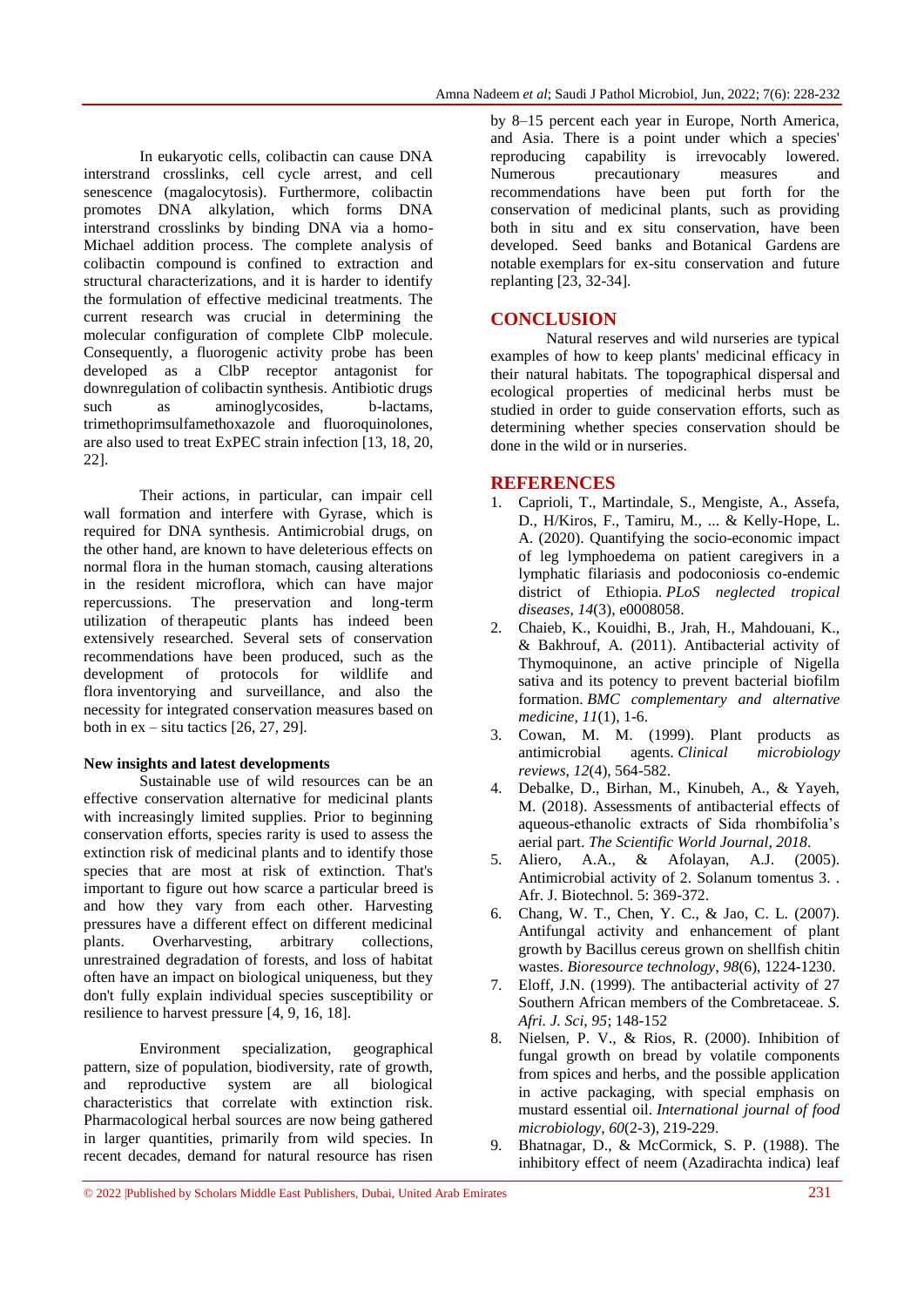In eukaryotic cells, colibactin can cause DNA interstrand crosslinks, cell cycle arrest, and cell senescence (magalocytosis). Furthermore, colibactin promotes DNA alkylation, which forms DNA interstrand crosslinks by binding DNA via a homo-Michael addition process. The complete analysis of colibactin compound is confined to extraction and structural characterizations, and it is harder to identify the formulation of effective medicinal treatments. The current research was crucial in determining the molecular configuration of complete ClbP molecule. Consequently, a fluorogenic activity probe has been developed as a ClbP receptor antagonist for downregulation of colibactin synthesis. Antibiotic drugs such as aminoglycosides, b-lactams, trimethoprimsulfamethoxazole and fluoroquinolones, are also used to treat ExPEC strain infection [13, 18, 20, 22].

Their actions, in particular, can impair cell wall formation and interfere with Gyrase, which is required for DNA synthesis. Antimicrobial drugs, on the other hand, are known to have deleterious effects on normal flora in the human stomach, causing alterations in the resident microflora, which can have major repercussions. The preservation and long-term utilization of therapeutic plants has indeed been extensively researched. Several sets of conservation recommendations have been produced, such as the development of protocols for wildlife and flora inventorying and surveillance, and also the necessity for integrated conservation measures based on both in ex – situ tactics [26, 27, 29].

**New insights and latest developments**

Sustainable use of wild resources can be an effective conservation alternative for medicinal plants with increasingly limited supplies. Prior to beginning conservation efforts, species rarity is used to assess the extinction risk of medicinal plants and to identify those species that are most at risk of extinction. That's important to figure out how scarce a particular breed is and how they vary from each other. Harvesting pressures have a different effect on different medicinal plants. Overharvesting, arbitrary collections, unrestrained degradation of forests, and loss of habitat often have an impact on biological uniqueness, but they don't fully explain individual species susceptibility or resilience to harvest pressure [4, 9, 16, 18].

Environment specialization, geographical pattern, size of population, biodiversity, rate of growth, and reproductive system are all biological characteristics that correlate with extinction risk. Pharmacological herbal sources are now being gathered in larger quantities, primarily from wild species. In recent decades, demand for natural resource has risen by 8–15 percent each year in Europe, North America, and Asia. There is a point under which a species' reproducing capability is irrevocably lowered. Numerous precautionary measures and recommendations have been put forth for the conservation of medicinal plants, such as providing both in situ and ex situ conservation, have been developed. Seed banks and Botanical Gardens are notable exemplars for ex-situ conservation and future replanting [23, 32-34].

## CONCLUSION

Natural reserves and wild nurseries are typical examples of how to keep plants' medicinal efficacy in their natural habitats. The topographical dispersal and ecological properties of medicinal herbs must be studied in order to guide conservation efforts, such as determining whether species conservation should be done in the wild or in nurseries.

## REFERENCES

1. Caprioli, T., Martindale, S., Mengiste, A., Assefa, D., H/Kiros, F., Tamiru, M., ... & Kelly-Hope, L. A. (2020). Quantifying the socio-economic impact of leg lymphoedema on patient caregivers in a lymphatic filariasis and podoconiosis co-endemic district of Ethiopia. *PLoS neglected tropical diseases*, *14*(3), e0008058.
2. Chaieb, K., Kouidhi, B., Jrah, H., Mahdouani, K., & Bakhrouf, A. (2011). Antibacterial activity of Thymoquinone, an active principle of Nigella sativa and its potency to prevent bacterial biofilm formation. *BMC complementary and alternative medicine*, *11*(1), 1-6.
3. Cowan, M. M. (1999). Plant products as antimicrobial agents. *Clinical microbiology reviews*, *12*(4), 564-582.
4. Debalke, D., Birhan, M., Kinubeh, A., & Yayeh, M. (2018). Assessments of antibacterial effects of aqueous-ethanolic extracts of Sida rhombifolia's aerial part. *The Scientific World Journal*, *2018*.
5. Aliero, A.A., & Afolayan, A.J. (2005). Antimicrobial activity of 2. Solanum tomentus 3. . Afr. J. Biotechnol. 5: 369-372.
6. Chang, W. T., Chen, Y. C., & Jao, C. L. (2007). Antifungal activity and enhancement of plant growth by Bacillus cereus grown on shellfish chitin wastes. *Bioresource technology*, *98*(6), 1224-1230.
7. Eloff, J.N. (1999). The antibacterial activity of 27 Southern African members of the Combretaceae. *S. Afri. J. Sci*, *95*; 148-152
8. Nielsen, P. V., & Rios, R. (2000). Inhibition of fungal growth on bread by volatile components from spices and herbs, and the possible application in active packaging, with special emphasis on mustard essential oil. *International journal of food microbiology*, *60*(2-3), 219-229.
9. Bhatnagar, D., & McCormick, S. P. (1988). The inhibitory effect of neem (Azadirachta indica) leaf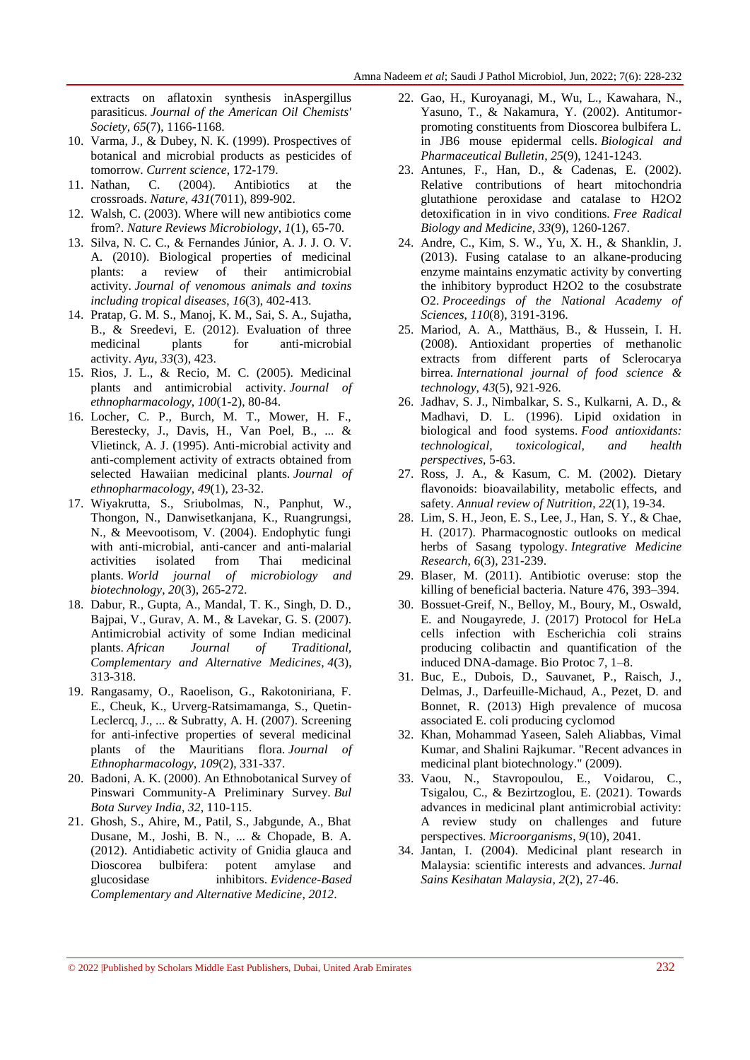extracts on aflatoxin synthesis inAspergillus parasiticus. *Journal of the American Oil Chemists' Society*, *65*(7), 1166-1168.

10. Varma, J., & Dubey, N. K. (1999). Prospectives of botanical and microbial products as pesticides of tomorrow. *Current science*, 172-179.
11. Nathan, C. (2004). Antibiotics at the crossroads. *Nature*, *431*(7011), 899-902.
12. Walsh, C. (2003). Where will new antibiotics come from?. *Nature Reviews Microbiology*, *1*(1), 65-70.
13. Silva, N. C. C., & Fernandes Júnior, A. J. J. O. V. A. (2010). Biological properties of medicinal plants: a review of their antimicrobial activity. *Journal of venomous animals and toxins including tropical diseases*, *16*(3), 402-413.
14. Pratap, G. M. S., Manoj, K. M., Sai, S. A., Sujatha, B., & Sreedevi, E. (2012). Evaluation of three medicinal plants for anti-microbial activity. *Ayu*, *33*(3), 423.
15. Rios, J. L., & Recio, M. C. (2005). Medicinal plants and antimicrobial activity. *Journal of ethnopharmacology*, *100*(1-2), 80-84.
16. Locher, C. P., Burch, M. T., Mower, H. F., Berestecky, J., Davis, H., Van Poel, B., ... & Vlietinck, A. J. (1995). Anti-microbial activity and anti-complement activity of extracts obtained from selected Hawaiian medicinal plants. *Journal of ethnopharmacology*, *49*(1), 23-32.
17. Wiyakrutta, S., Sriubolmas, N., Panphut, W., Thongon, N., Danwisetkanjana, K., Ruangrungsi, N., & Meevootisom, V. (2004). Endophytic fungi with anti-microbial, anti-cancer and anti-malarial activities isolated from Thai medicinal plants. *World journal of microbiology and biotechnology*, *20*(3), 265-272.
18. Dabur, R., Gupta, A., Mandal, T. K., Singh, D. D., Bajpai, V., Gurav, A. M., & Lavekar, G. S. (2007). Antimicrobial activity of some Indian medicinal plants. *African Journal of Traditional, Complementary and Alternative Medicines*, *4*(3), 313-318.
19. Rangasamy, O., Raoelison, G., Rakotoniriana, F. E., Cheuk, K., Urverg-Ratsimamanga, S., Quetin-Leclercq, J., ... & Subratty, A. H. (2007). Screening for anti-infective properties of several medicinal plants of the Mauritians flora. *Journal of Ethnopharmacology*, *109*(2), 331-337.
20. Badoni, A. K. (2000). An Ethnobotanical Survey of Pinswari Community-A Preliminary Survey. *Bul Bota Survey India*, *32*, 110-115.
21. Ghosh, S., Ahire, M., Patil, S., Jabgunde, A., Bhat Dusane, M., Joshi, B. N., ... & Chopade, B. A. (2012). Antidiabetic activity of Gnidia glauca and Dioscorea bulbifera: potent amylase and glucosidase inhibitors. *Evidence-Based Complementary and Alternative Medicine*, *2012*.
22. Gao, H., Kuroyanagi, M., Wu, L., Kawahara, N., Yasuno, T., & Nakamura, Y. (2002). Antitumor-promoting constituents from Dioscorea bulbifera L. in JB6 mouse epidermal cells. *Biological and Pharmaceutical Bulletin*, *25*(9), 1241-1243.
23. Antunes, F., Han, D., & Cadenas, E. (2002). Relative contributions of heart mitochondria glutathione peroxidase and catalase to H2O2 detoxification in in vivo conditions. *Free Radical Biology and Medicine*, *33*(9), 1260-1267.
24. Andre, C., Kim, S. W., Yu, X. H., & Shanklin, J. (2013). Fusing catalase to an alkane-producing enzyme maintains enzymatic activity by converting the inhibitory byproduct H2O2 to the cosubstrate O2. *Proceedings of the National Academy of Sciences*, *110*(8), 3191-3196.
25. Mariod, A. A., Matthäus, B., & Hussein, I. H. (2008). Antioxidant properties of methanolic extracts from different parts of Sclerocarya birrea. *International journal of food science & technology*, *43*(5), 921-926.
26. Jadhav, S. J., Nimbalkar, S. S., Kulkarni, A. D., & Madhavi, D. L. (1996). Lipid oxidation in biological and food systems. *Food antioxidants: technological, toxicological, and health perspectives*, 5-63.
27. Ross, J. A., & Kasum, C. M. (2002). Dietary flavonoids: bioavailability, metabolic effects, and safety. *Annual review of Nutrition*, *22*(1), 19-34.
28. Lim, S. H., Jeon, E. S., Lee, J., Han, S. Y., & Chae, H. (2017). Pharmacognostic outlooks on medical herbs of Sasang typology. *Integrative Medicine Research*, *6*(3), 231-239.
29. Blaser, M. (2011). Antibiotic overuse: stop the killing of beneficial bacteria. Nature 476, 393–394.
30. Bossuet-Greif, N., Belloy, M., Boury, M., Oswald, E. and Nougayrede, J. (2017) Protocol for HeLa cells infection with Escherichia coli strains producing colibactin and quantification of the induced DNA-damage. Bio Protoc 7, 1–8.
31. Buc, E., Dubois, D., Sauvanet, P., Raisch, J., Delmas, J., Darfeuille-Michaud, A., Pezet, D. and Bonnet, R. (2013) High prevalence of mucosa associated E. coli producing cyclomod
32. Khan, Mohammad Yaseen, Saleh Aliabbas, Vimal Kumar, and Shalini Rajkumar. "Recent advances in medicinal plant biotechnology." (2009).
33. Vaou, N., Stavropoulou, E., Voidarou, C., Tsigalou, C., & Bezirtzoglou, E. (2021). Towards advances in medicinal plant antimicrobial activity: A review study on challenges and future perspectives. *Microorganisms*, *9*(10), 2041.
34. Jantan, I. (2004). Medicinal plant research in Malaysia: scientific interests and advances. *Jurnal Sains Kesihatan Malaysia*, *2*(2), 27-46.